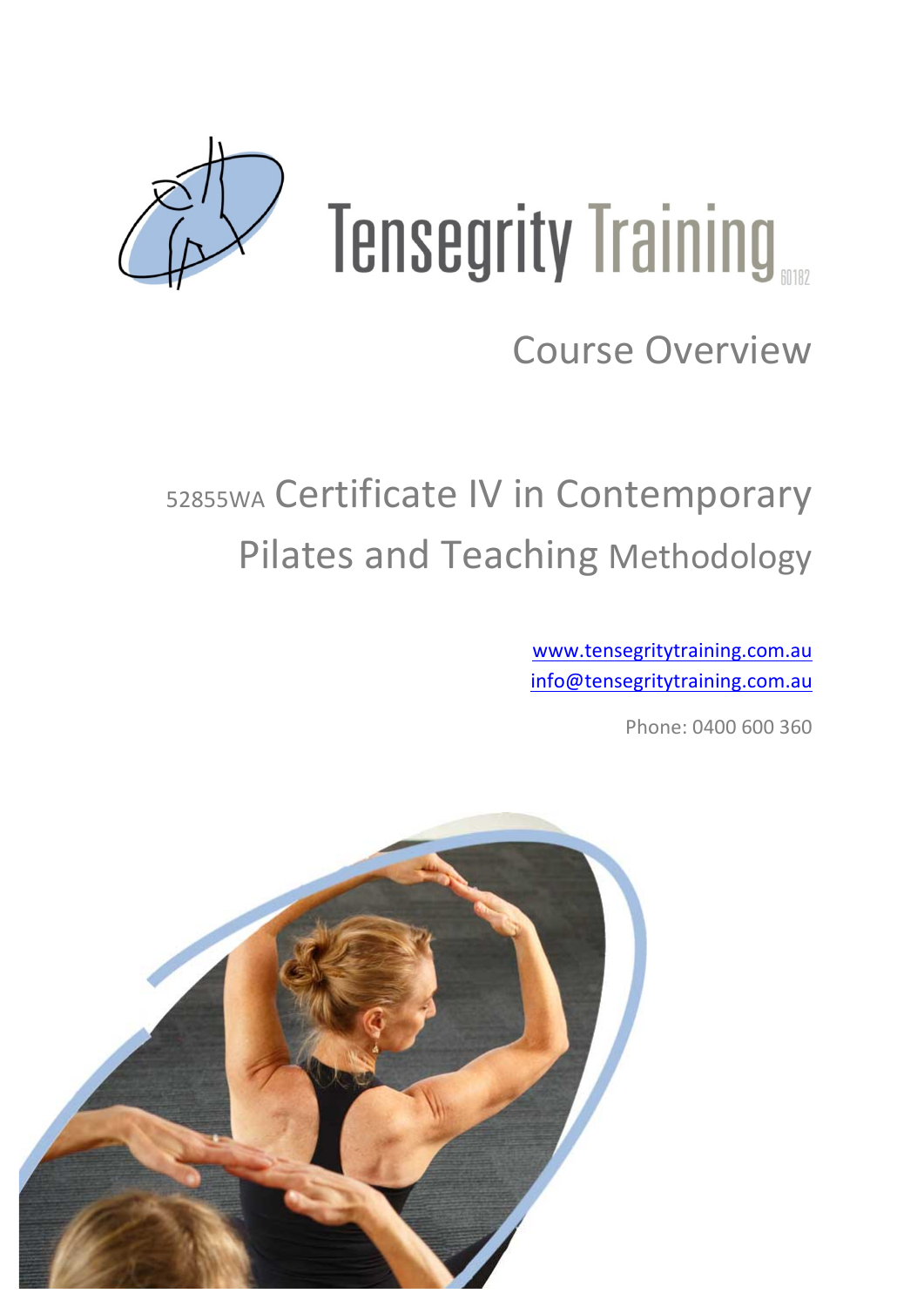# Tensegrity Training

60182

## Course Overview

# 52855WA Certificate IV in Contemporary Pilates and Teaching Methodology

www.tensegritytraining.com.au
info@tensegritytraining.com.au

Phone: 0400 600 360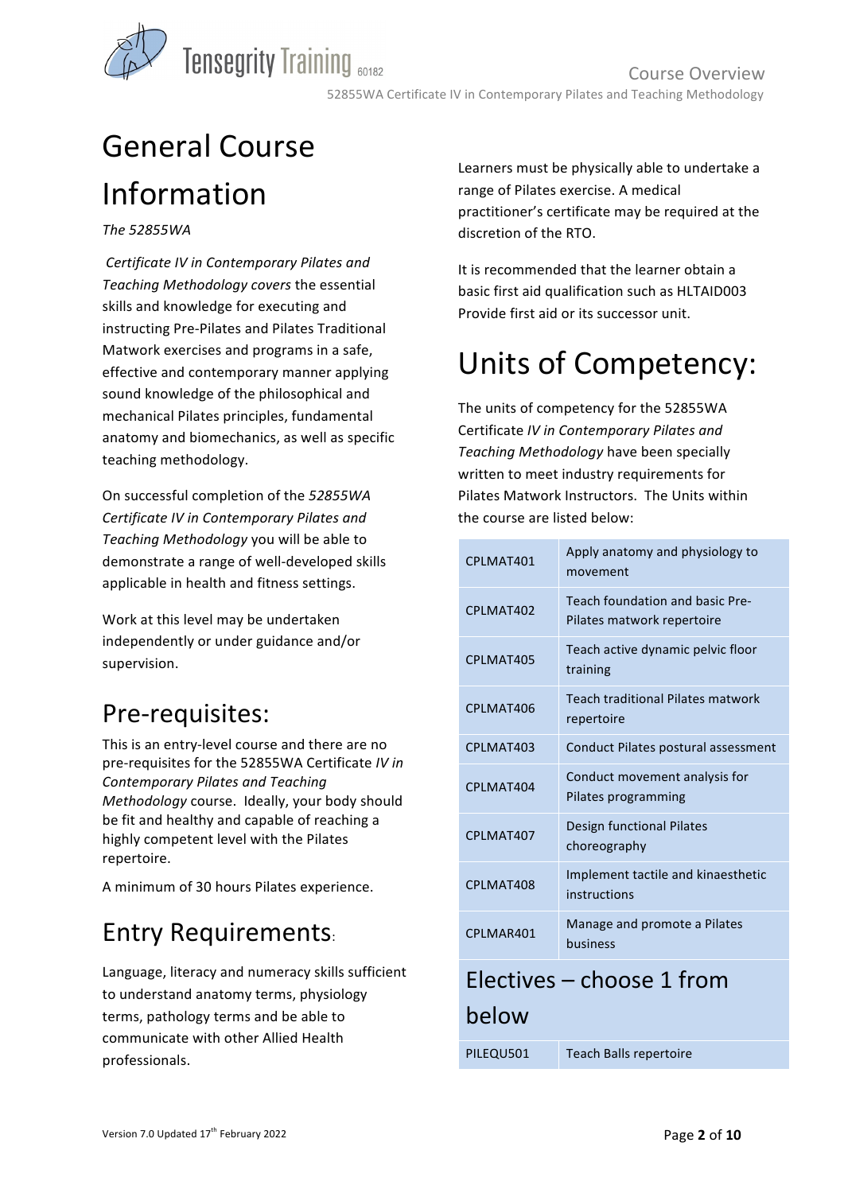# General Course Information

*The 52855WA*

*Certificate IV in Contemporary Pilates and Teaching Methodology covers* the essential skills and knowledge for executing and instructing Pre-Pilates and Pilates Traditional Matwork exercises and programs in a safe, effective and contemporary manner applying sound knowledge of the philosophical and mechanical Pilates principles, fundamental anatomy and biomechanics, as well as specific teaching methodology.

On successful completion of the *52855WA Certificate IV in Contemporary Pilates and Teaching Methodology* you will be able to demonstrate a range of well-developed skills applicable in health and fitness settings.

Work at this level may be undertaken independently or under guidance and/or supervision.

## Pre-requisites:

This is an entry-level course and there are no pre-requisites for the 52855WA Certificate *IV in Contemporary Pilates and Teaching Methodology* course. Ideally, your body should be fit and healthy and capable of reaching a highly competent level with the Pilates repertoire.

A minimum of 30 hours Pilates experience.

## Entry Requirements:

Language, literacy and numeracy skills sufficient to understand anatomy terms, physiology terms, pathology terms and be able to communicate with other Allied Health professionals.

Learners must be physically able to undertake a range of Pilates exercise. A medical practitioner's certificate may be required at the discretion of the RTO.

It is recommended that the learner obtain a basic first aid qualification such as HLTAID003 Provide first aid or its successor unit.

# Units of Competency:

The units of competency for the 52855WA Certificate *IV in Contemporary Pilates and Teaching Methodology* have been specially written to meet industry requirements for Pilates Matwork Instructors. The Units within the course are listed below:

| | |
|---|---|
| CPLMAT401 | Apply anatomy and physiology to movement |
| CPLMAT402 | Teach foundation and basic Pre-Pilates matwork repertoire |
| CPLMAT405 | Teach active dynamic pelvic floor training |
| CPLMAT406 | Teach traditional Pilates matwork repertoire |
| CPLMAT403 | Conduct Pilates postural assessment |
| CPLMAT404 | Conduct movement analysis for Pilates programming |
| CPLMAT407 | Design functional Pilates choreography |
| CPLMAT408 | Implement tactile and kinaesthetic instructions |
| CPLMAR401 | Manage and promote a Pilates business |
| **Electives – choose 1 from below** | |
| PILEQU501 | Teach Balls repertoire |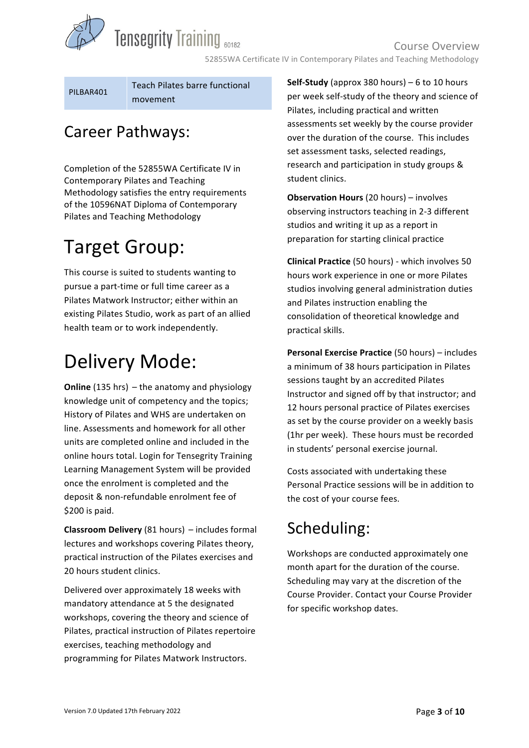| PILBAR401 | Teach Pilates barre functional movement |
|---|---|

## Career Pathways:

Completion of the 52855WA Certificate IV in Contemporary Pilates and Teaching Methodology satisfies the entry requirements of the 10596NAT Diploma of Contemporary Pilates and Teaching Methodology

# Target Group:

This course is suited to students wanting to pursue a part-time or full time career as a Pilates Matwork Instructor; either within an existing Pilates Studio, work as part of an allied health team or to work independently.

# Delivery Mode:

**Online** (135 hrs) – the anatomy and physiology knowledge unit of competency and the topics; History of Pilates and WHS are undertaken on line. Assessments and homework for all other units are completed online and included in the online hours total. Login for Tensegrity Training Learning Management System will be provided once the enrolment is completed and the deposit & non-refundable enrolment fee of $200 is paid.

**Classroom Delivery** (81 hours) – includes formal lectures and workshops covering Pilates theory, practical instruction of the Pilates exercises and 20 hours student clinics.

Delivered over approximately 18 weeks with mandatory attendance at 5 the designated workshops, covering the theory and science of Pilates, practical instruction of Pilates repertoire exercises, teaching methodology and programming for Pilates Matwork Instructors.

**Self-Study** (approx 380 hours) – 6 to 10 hours per week self-study of the theory and science of Pilates, including practical and written assessments set weekly by the course provider over the duration of the course. This includes set assessment tasks, selected readings, research and participation in study groups & student clinics.

**Observation Hours** (20 hours) – involves observing instructors teaching in 2-3 different studios and writing it up as a report in preparation for starting clinical practice

**Clinical Practice** (50 hours) - which involves 50 hours work experience in one or more Pilates studios involving general administration duties and Pilates instruction enabling the consolidation of theoretical knowledge and practical skills.

**Personal Exercise Practice** (50 hours) – includes a minimum of 38 hours participation in Pilates sessions taught by an accredited Pilates Instructor and signed off by that instructor; and 12 hours personal practice of Pilates exercises as set by the course provider on a weekly basis (1hr per week). These hours must be recorded in students' personal exercise journal.

Costs associated with undertaking these Personal Practice sessions will be in addition to the cost of your course fees.

## Scheduling:

Workshops are conducted approximately one month apart for the duration of the course. Scheduling may vary at the discretion of the Course Provider. Contact your Course Provider for specific workshop dates.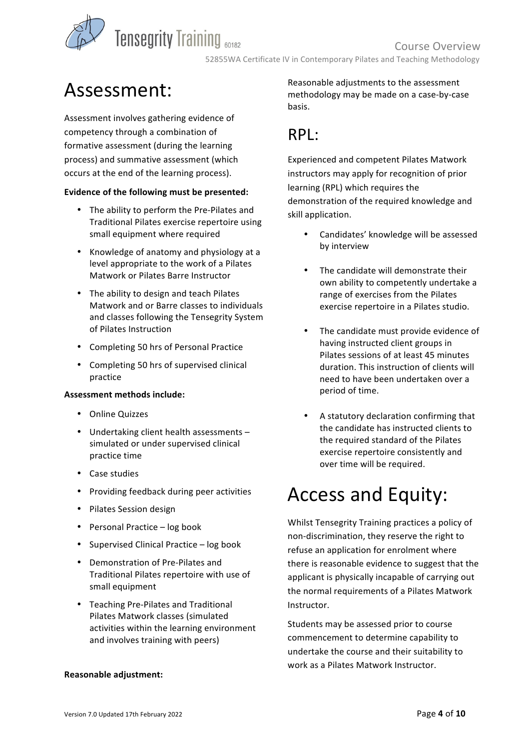# Assessment:

Assessment involves gathering evidence of competency through a combination of formative assessment (during the learning process) and summative assessment (which occurs at the end of the learning process).

**Evidence of the following must be presented:**

- The ability to perform the Pre-Pilates and Traditional Pilates exercise repertoire using small equipment where required
- Knowledge of anatomy and physiology at a level appropriate to the work of a Pilates Matwork or Pilates Barre Instructor
- The ability to design and teach Pilates Matwork and or Barre classes to individuals and classes following the Tensegrity System of Pilates Instruction
- Completing 50 hrs of Personal Practice
- Completing 50 hrs of supervised clinical practice

**Assessment methods include:**

- Online Quizzes
- Undertaking client health assessments – simulated or under supervised clinical practice time
- Case studies
- Providing feedback during peer activities
- Pilates Session design
- Personal Practice – log book
- Supervised Clinical Practice – log book
- Demonstration of Pre-Pilates and Traditional Pilates repertoire with use of small equipment
- Teaching Pre-Pilates and Traditional Pilates Matwork classes (simulated activities within the learning environment and involves training with peers)

**Reasonable adjustment:**

Reasonable adjustments to the assessment methodology may be made on a case-by-case basis.

## RPL:

Experienced and competent Pilates Matwork instructors may apply for recognition of prior learning (RPL) which requires the demonstration of the required knowledge and skill application.

- Candidates' knowledge will be assessed by interview
- The candidate will demonstrate their own ability to competently undertake a range of exercises from the Pilates exercise repertoire in a Pilates studio.
- The candidate must provide evidence of having instructed client groups in Pilates sessions of at least 45 minutes duration. This instruction of clients will need to have been undertaken over a period of time.
- A statutory declaration confirming that the candidate has instructed clients to the required standard of the Pilates exercise repertoire consistently and over time will be required.

# Access and Equity:

Whilst Tensegrity Training practices a policy of non-discrimination, they reserve the right to refuse an application for enrolment where there is reasonable evidence to suggest that the applicant is physically incapable of carrying out the normal requirements of a Pilates Matwork Instructor.

Students may be assessed prior to course commencement to determine capability to undertake the course and their suitability to work as a Pilates Matwork Instructor.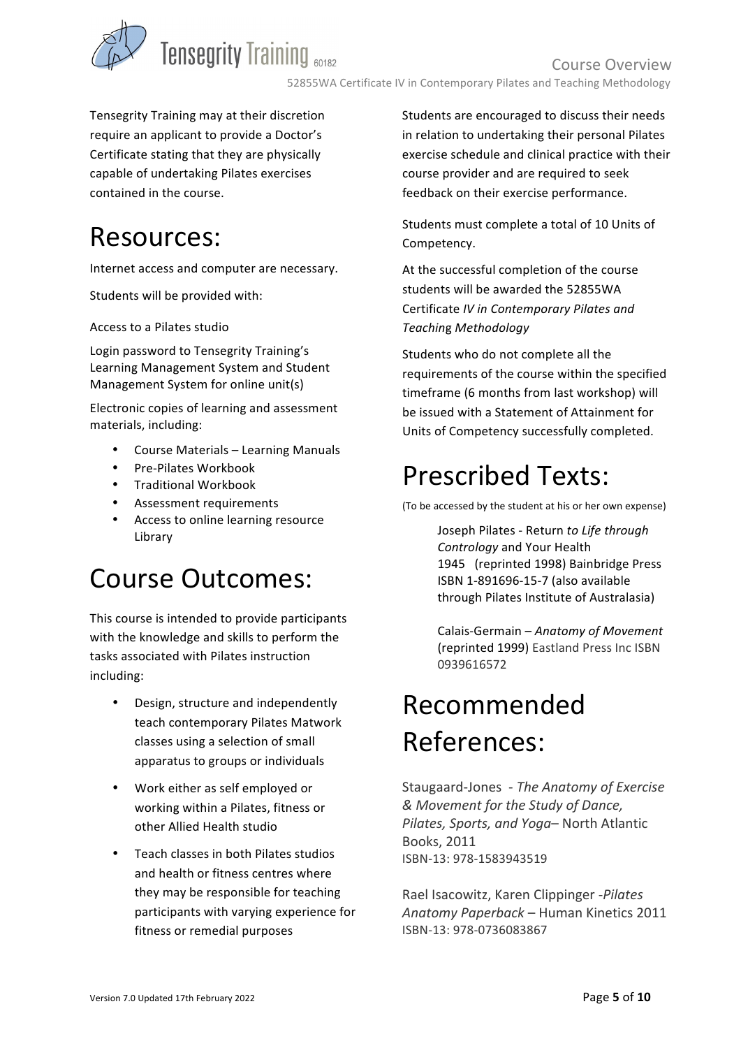Tensegrity Training may at their discretion require an applicant to provide a Doctor's Certificate stating that they are physically capable of undertaking Pilates exercises contained in the course.

# Resources:

Internet access and computer are necessary.

Students will be provided with:

Access to a Pilates studio

Login password to Tensegrity Training's Learning Management System and Student Management System for online unit(s)

Electronic copies of learning and assessment materials, including:

- Course Materials – Learning Manuals
- Pre-Pilates Workbook
- Traditional Workbook
- Assessment requirements
- Access to online learning resource Library

# Course Outcomes:

This course is intended to provide participants with the knowledge and skills to perform the tasks associated with Pilates instruction including:

- Design, structure and independently teach contemporary Pilates Matwork classes using a selection of small apparatus to groups or individuals
- Work either as self employed or working within a Pilates, fitness or other Allied Health studio
- Teach classes in both Pilates studios and health or fitness centres where they may be responsible for teaching participants with varying experience for fitness or remedial purposes

Students are encouraged to discuss their needs in relation to undertaking their personal Pilates exercise schedule and clinical practice with their course provider and are required to seek feedback on their exercise performance.

Students must complete a total of 10 Units of Competency.

At the successful completion of the course students will be awarded the 52855WA Certificate *IV in Contemporary Pilates and Teaching Methodology*

Students who do not complete all the requirements of the course within the specified timeframe (6 months from last workshop) will be issued with a Statement of Attainment for Units of Competency successfully completed.

# Prescribed Texts:

(To be accessed by the student at his or her own expense)

Joseph Pilates - Return *to Life through Contrology* and Your Health 1945 (reprinted 1998) Bainbridge Press ISBN 1-891696-15-7 (also available through Pilates Institute of Australasia)

Calais-Germain – *Anatomy of Movement* (reprinted 1999) Eastland Press Inc ISBN 0939616572

# Recommended References:

Staugaard-Jones - *The Anatomy of Exercise & Movement for the Study of Dance, Pilates, Sports, and Yoga*– North Atlantic Books, 2011
ISBN-13: 978-1583943519

Rael Isacowitz, Karen Clippinger -*Pilates Anatomy Paperback* – Human Kinetics 2011
ISBN-13: 978-0736083867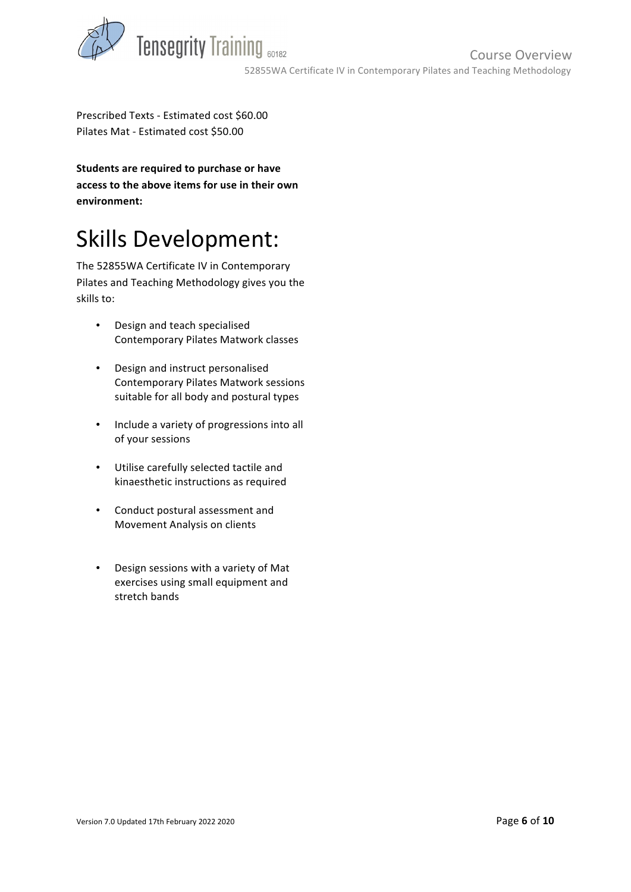Prescribed Texts - Estimated cost $60.00
Pilates Mat - Estimated cost $50.00

**Students are required to purchase or have access to the above items for use in their own environment:**

# Skills Development:

The 52855WA Certificate IV in Contemporary Pilates and Teaching Methodology gives you the skills to:

- Design and teach specialised Contemporary Pilates Matwork classes
- Design and instruct personalised Contemporary Pilates Matwork sessions suitable for all body and postural types
- Include a variety of progressions into all of your sessions
- Utilise carefully selected tactile and kinaesthetic instructions as required
- Conduct postural assessment and Movement Analysis on clients
- Design sessions with a variety of Mat exercises using small equipment and stretch bands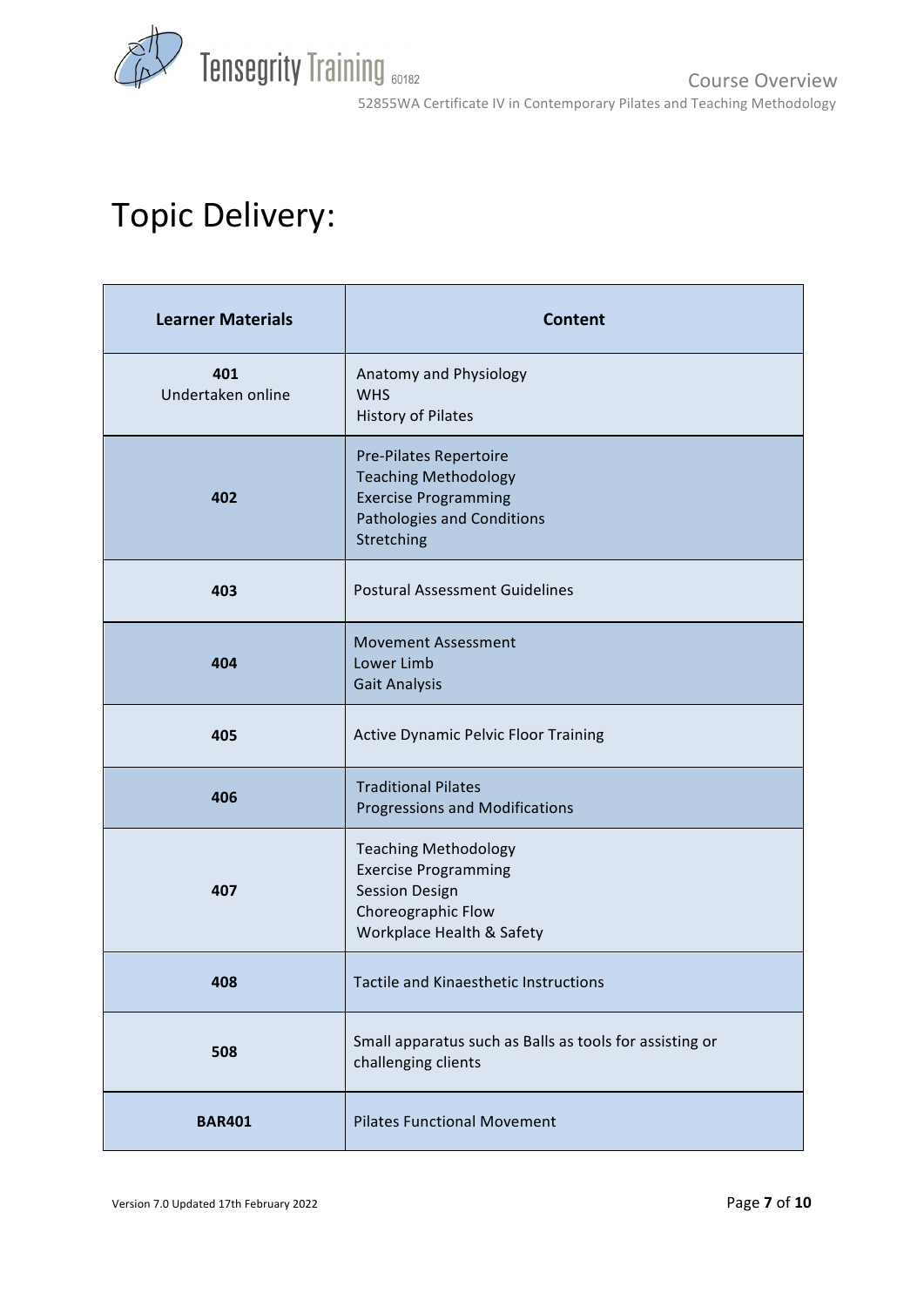# Topic Delivery:

| Learner Materials | Content |
|---|---|
| **401**<br>Undertaken online | Anatomy and Physiology<br>WHS<br>History of Pilates |
| **402** | Pre-Pilates Repertoire<br>Teaching Methodology<br>Exercise Programming<br>Pathologies and Conditions<br>Stretching |
| **403** | Postural Assessment Guidelines |
| **404** | Movement Assessment<br>Lower Limb<br>Gait Analysis |
| **405** | Active Dynamic Pelvic Floor Training |
| **406** | Traditional Pilates<br>Progressions and Modifications |
| **407** | Teaching Methodology<br>Exercise Programming<br>Session Design<br>Choreographic Flow<br>Workplace Health & Safety |
| **408** | Tactile and Kinaesthetic Instructions |
| **508** | Small apparatus such as Balls as tools for assisting or challenging clients |
| **BAR401** | Pilates Functional Movement |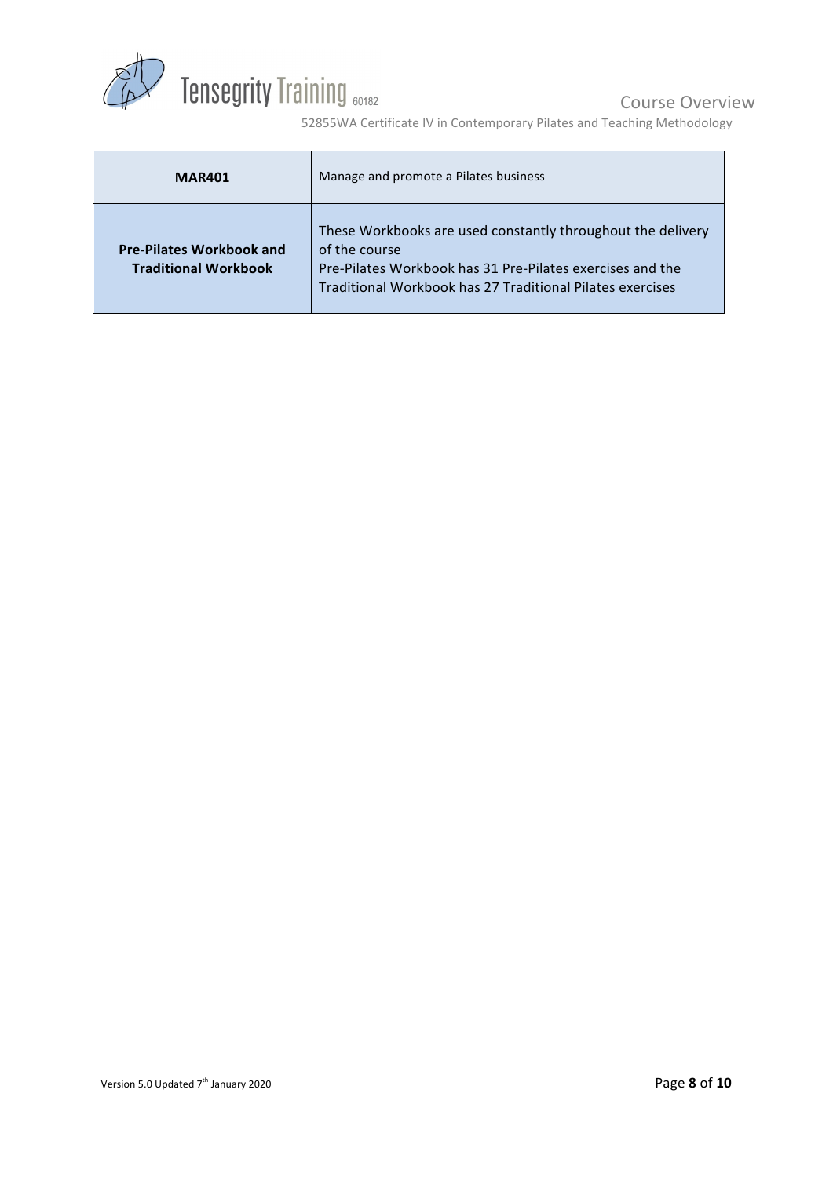| **MAR401** | Manage and promote a Pilates business |
|---|---|
| **Pre-Pilates Workbook and Traditional Workbook** | These Workbooks are used constantly throughout the delivery of the course<br>Pre-Pilates Workbook has 31 Pre-Pilates exercises and the Traditional Workbook has 27 Traditional Pilates exercises |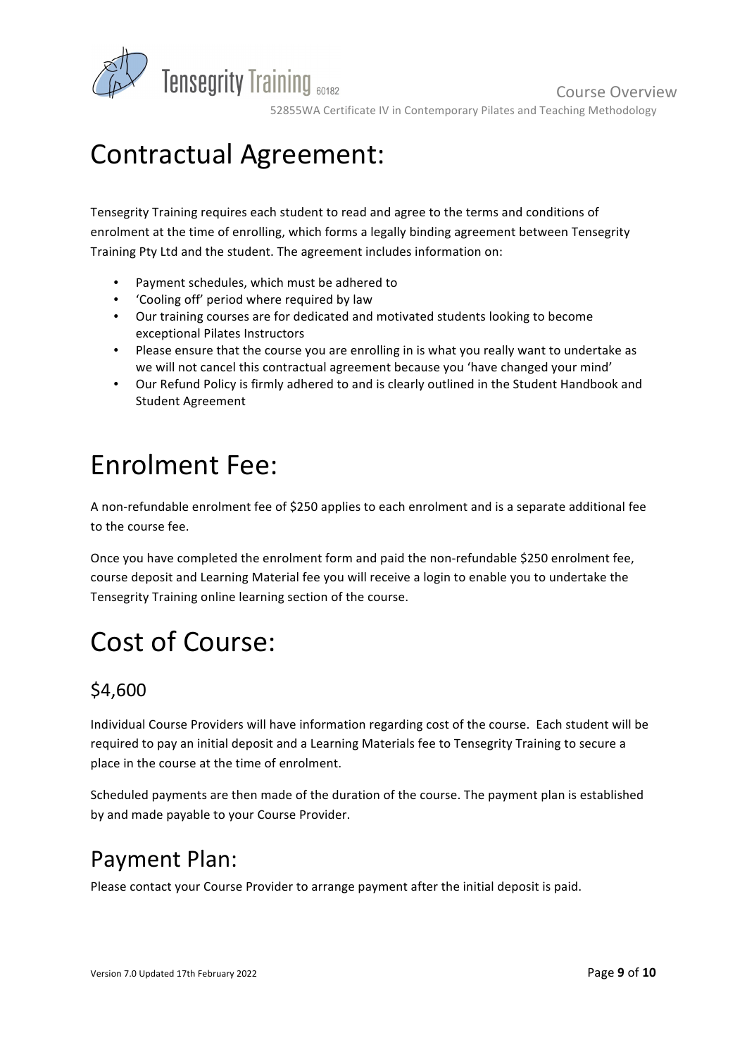# Contractual Agreement:

Tensegrity Training requires each student to read and agree to the terms and conditions of enrolment at the time of enrolling, which forms a legally binding agreement between Tensegrity Training Pty Ltd and the student. The agreement includes information on:

- Payment schedules, which must be adhered to
- 'Cooling off' period where required by law
- Our training courses are for dedicated and motivated students looking to become exceptional Pilates Instructors
- Please ensure that the course you are enrolling in is what you really want to undertake as we will not cancel this contractual agreement because you 'have changed your mind'
- Our Refund Policy is firmly adhered to and is clearly outlined in the Student Handbook and Student Agreement

# Enrolment Fee:

A non-refundable enrolment fee of $250 applies to each enrolment and is a separate additional fee to the course fee.

Once you have completed the enrolment form and paid the non-refundable $250 enrolment fee, course deposit and Learning Material fee you will receive a login to enable you to undertake the Tensegrity Training online learning section of the course.

# Cost of Course:

## $4,600

Individual Course Providers will have information regarding cost of the course. Each student will be required to pay an initial deposit and a Learning Materials fee to Tensegrity Training to secure a place in the course at the time of enrolment.

Scheduled payments are then made of the duration of the course. The payment plan is established by and made payable to your Course Provider.

## Payment Plan:

Please contact your Course Provider to arrange payment after the initial deposit is paid.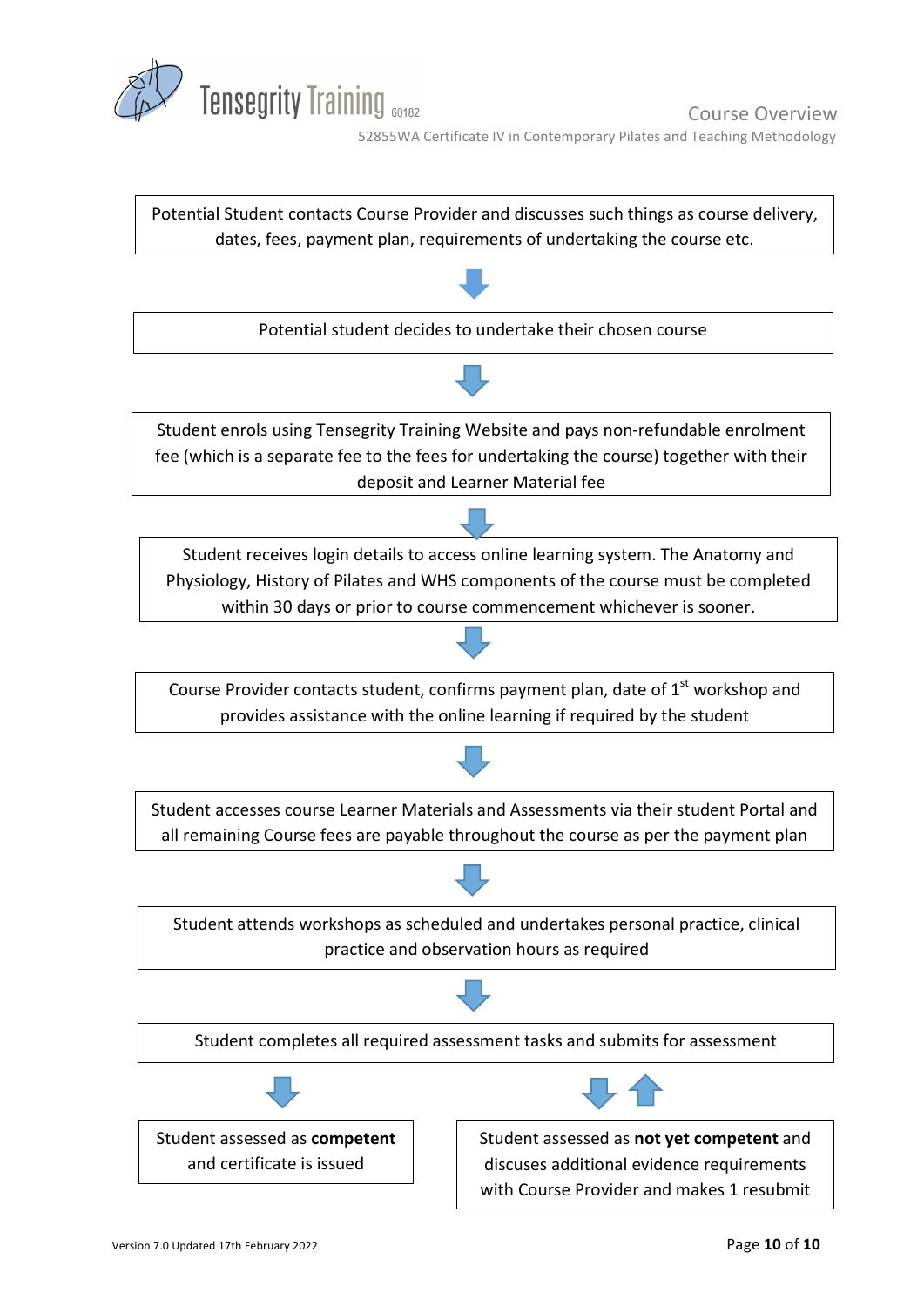Potential Student contacts Course Provider and discusses such things as course delivery, dates, fees, payment plan, requirements of undertaking the course etc.

Potential student decides to undertake their chosen course

Student enrols using Tensegrity Training Website and pays non-refundable enrolment fee (which is a separate fee to the fees for undertaking the course) together with their deposit and Learner Material fee

Student receives login details to access online learning system. The Anatomy and Physiology, History of Pilates and WHS components of the course must be completed within 30 days or prior to course commencement whichever is sooner.

Course Provider contacts student, confirms payment plan, date of 1st workshop and provides assistance with the online learning if required by the student

Student accesses course Learner Materials and Assessments via their student Portal and all remaining Course fees are payable throughout the course as per the payment plan

Student attends workshops as scheduled and undertakes personal practice, clinical practice and observation hours as required

Student completes all required assessment tasks and submits for assessment

Student assessed as **competent** and certificate is issued

Student assessed as **not yet competent** and discusses additional evidence requirements with Course Provider and makes 1 resubmit